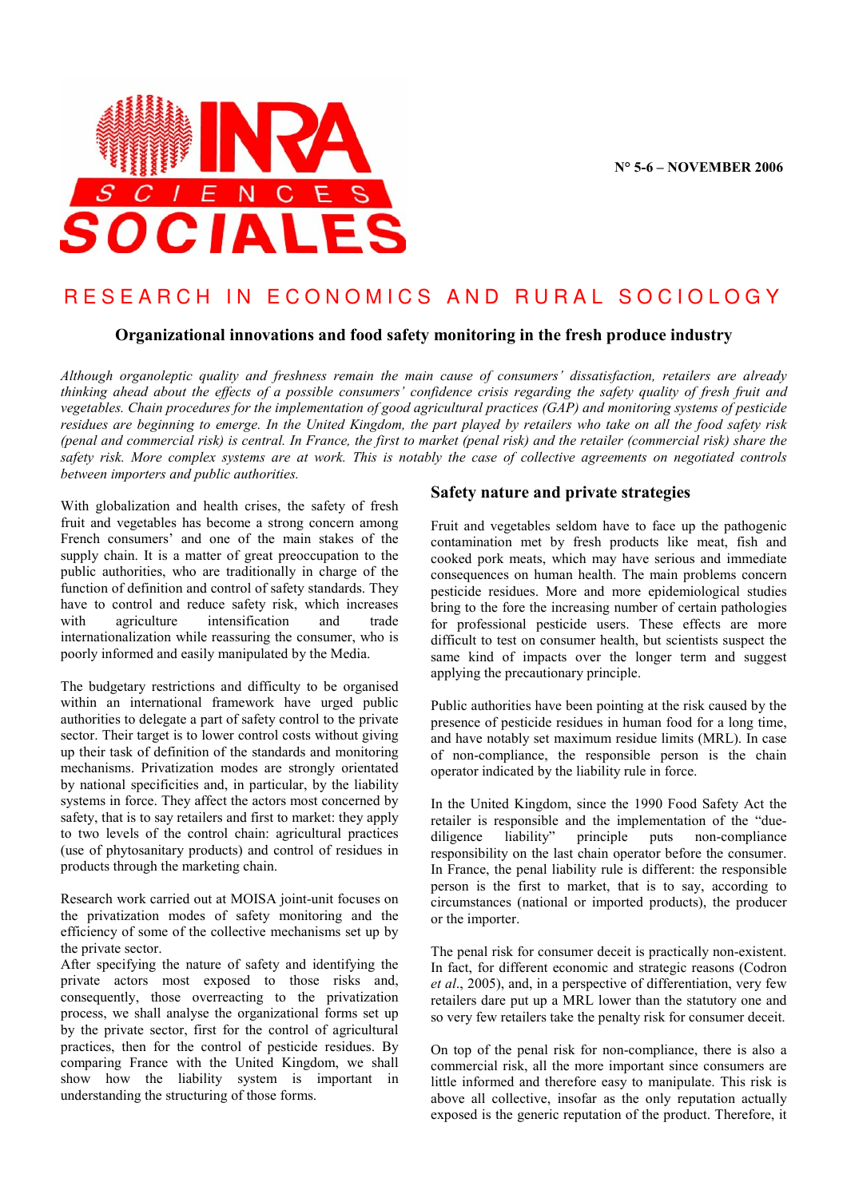INRA SCIENCES SOCIALES

N° 5-6 – NOVEMBER 2006

# RESEARCH IN ECONOMICS AND RURAL SOCIOLOGY

## Organizational innovations and food safety monitoring in the fresh produce industry

*Although organoleptic quality and freshness remain the main cause of consumers' dissatisfaction, retailers are already thinking ahead about the effects of a possible consumers' confidence crisis regarding the safety quality of fresh fruit and vegetables. Chain procedures for the implementation of good agricultural practices (GAP) and monitoring systems of pesticide residues are beginning to emerge. In the United Kingdom, the part played by retailers who take on all the food safety risk (penal and commercial risk) is central. In France, the first to market (penal risk) and the retailer (commercial risk) share the safety risk. More complex systems are at work. This is notably the case of collective agreements on negotiated controls between importers and public authorities.*

With globalization and health crises, the safety of fresh fruit and vegetables has become a strong concern among French consumers' and one of the main stakes of the supply chain. It is a matter of great preoccupation to the public authorities, who are traditionally in charge of the function of definition and control of safety standards. They have to control and reduce safety risk, which increases with agriculture intensification and trade internationalization while reassuring the consumer, who is poorly informed and easily manipulated by the Media.

The budgetary restrictions and difficulty to be organised within an international framework have urged public authorities to delegate a part of safety control to the private sector. Their target is to lower control costs without giving up their task of definition of the standards and monitoring mechanisms. Privatization modes are strongly orientated by national specificities and, in particular, by the liability systems in force. They affect the actors most concerned by safety, that is to say retailers and first to market: they apply to two levels of the control chain: agricultural practices (use of phytosanitary products) and control of residues in products through the marketing chain.

Research work carried out at MOISA joint-unit focuses on the privatization modes of safety monitoring and the efficiency of some of the collective mechanisms set up by the private sector.

After specifying the nature of safety and identifying the private actors most exposed to those risks and, consequently, those overreacting to the privatization process, we shall analyse the organizational forms set up by the private sector, first for the control of agricultural practices, then for the control of pesticide residues. By comparing France with the United Kingdom, we shall show how the liability system is important in understanding the structuring of those forms.

### Safety nature and private strategies

Fruit and vegetables seldom have to face up the pathogenic contamination met by fresh products like meat, fish and cooked pork meats, which may have serious and immediate consequences on human health. The main problems concern pesticide residues. More and more epidemiological studies bring to the fore the increasing number of certain pathologies for professional pesticide users. These effects are more difficult to test on consumer health, but scientists suspect the same kind of impacts over the longer term and suggest applying the precautionary principle.

Public authorities have been pointing at the risk caused by the presence of pesticide residues in human food for a long time, and have notably set maximum residue limits (MRL). In case of non-compliance, the responsible person is the chain operator indicated by the liability rule in force.

In the United Kingdom, since the 1990 Food Safety Act the retailer is responsible and the implementation of the "due-diligence liability" principle puts non-compliance responsibility on the last chain operator before the consumer. In France, the penal liability rule is different: the responsible person is the first to market, that is to say, according to circumstances (national or imported products), the producer or the importer.

The penal risk for consumer deceit is practically non-existent. In fact, for different economic and strategic reasons (Codron *et al*., 2005), and, in a perspective of differentiation, very few retailers dare put up a MRL lower than the statutory one and so very few retailers take the penalty risk for consumer deceit.

On top of the penal risk for non-compliance, there is also a commercial risk, all the more important since consumers are little informed and therefore easy to manipulate. This risk is above all collective, insofar as the only reputation actually exposed is the generic reputation of the product. Therefore, it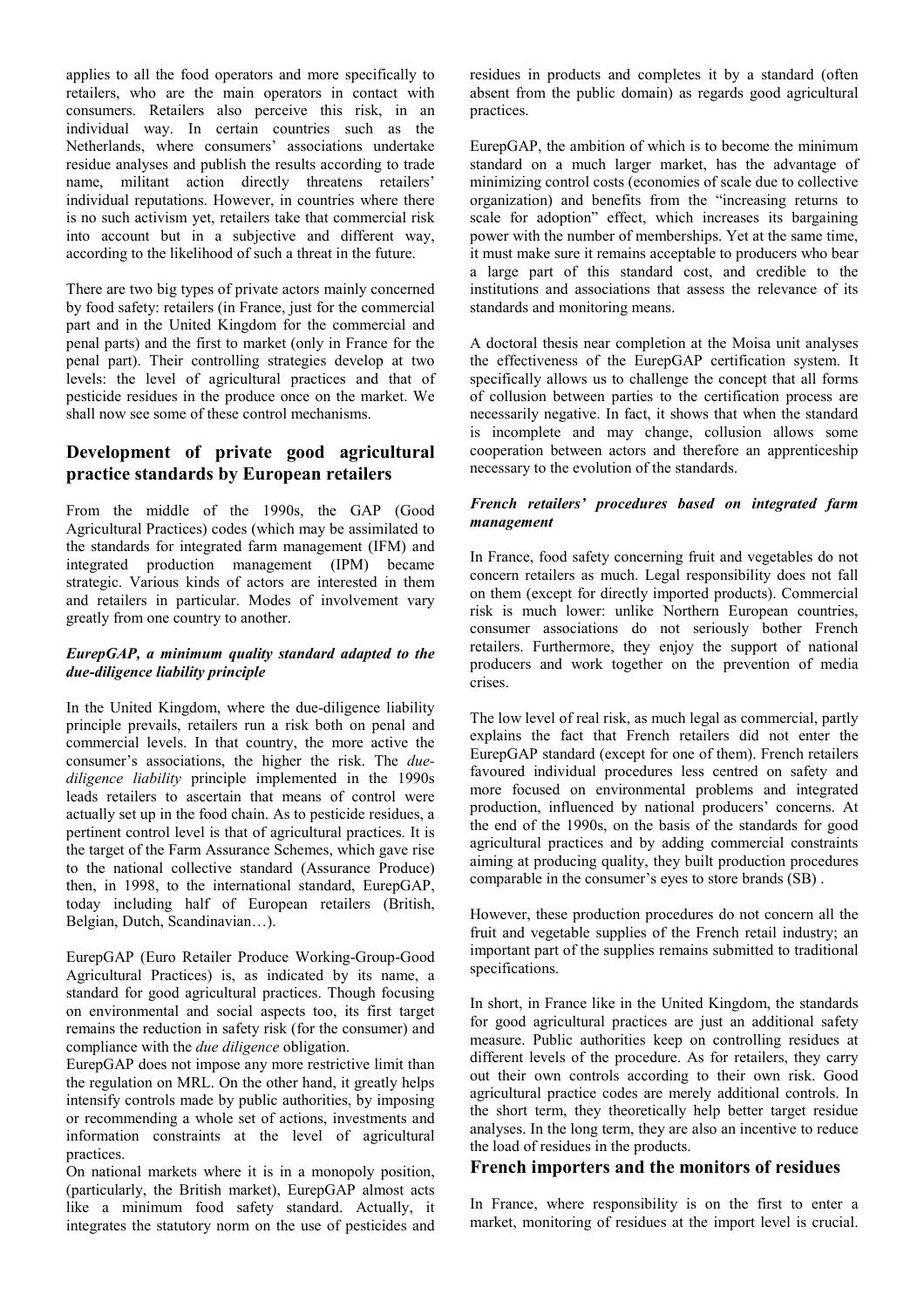applies to all the food operators and more specifically to retailers, who are the main operators in contact with consumers. Retailers also perceive this risk, in an individual way. In certain countries such as the Netherlands, where consumers' associations undertake residue analyses and publish the results according to trade name, militant action directly threatens retailers' individual reputations. However, in countries where there is no such activism yet, retailers take that commercial risk into account but in a subjective and different way, according to the likelihood of such a threat in the future.

There are two big types of private actors mainly concerned by food safety: retailers (in France, just for the commercial part and in the United Kingdom for the commercial and penal parts) and the first to market (only in France for the penal part). Their controlling strategies develop at two levels: the level of agricultural practices and that of pesticide residues in the produce once on the market. We shall now see some of these control mechanisms.

## Development of private good agricultural practice standards by European retailers

From the middle of the 1990s, the GAP (Good Agricultural Practices) codes (which may be assimilated to the standards for integrated farm management (IFM) and integrated production management (IPM) became strategic. Various kinds of actors are interested in them and retailers in particular. Modes of involvement vary greatly from one country to another.

### *EurepGAP, a minimum quality standard adapted to the due-diligence liability principle*

In the United Kingdom, where the due-diligence liability principle prevails, retailers run a risk both on penal and commercial levels. In that country, the more active the consumer's associations, the higher the risk. The *due-diligence liability* principle implemented in the 1990s leads retailers to ascertain that means of control were actually set up in the food chain. As to pesticide residues, a pertinent control level is that of agricultural practices. It is the target of the Farm Assurance Schemes, which gave rise to the national collective standard (Assurance Produce) then, in 1998, to the international standard, EurepGAP, today including half of European retailers (British, Belgian, Dutch, Scandinavian…).

EurepGAP (Euro Retailer Produce Working-Group-Good Agricultural Practices) is, as indicated by its name, a standard for good agricultural practices. Though focusing on environmental and social aspects too, its first target remains the reduction in safety risk (for the consumer) and compliance with the *due diligence* obligation.

EurepGAP does not impose any more restrictive limit than the regulation on MRL. On the other hand, it greatly helps intensify controls made by public authorities, by imposing or recommending a whole set of actions, investments and information constraints at the level of agricultural practices.

On national markets where it is in a monopoly position, (particularly, the British market), EurepGAP almost acts like a minimum food safety standard. Actually, it integrates the statutory norm on the use of pesticides and residues in products and completes it by a standard (often absent from the public domain) as regards good agricultural practices.

EurepGAP, the ambition of which is to become the minimum standard on a much larger market, has the advantage of minimizing control costs (economies of scale due to collective organization) and benefits from the "increasing returns to scale for adoption" effect, which increases its bargaining power with the number of memberships. Yet at the same time, it must make sure it remains acceptable to producers who bear a large part of this standard cost, and credible to the institutions and associations that assess the relevance of its standards and monitoring means.

A doctoral thesis near completion at the Moisa unit analyses the effectiveness of the EurepGAP certification system. It specifically allows us to challenge the concept that all forms of collusion between parties to the certification process are necessarily negative. In fact, it shows that when the standard is incomplete and may change, collusion allows some cooperation between actors and therefore an apprenticeship necessary to the evolution of the standards.

### *French retailers' procedures based on integrated farm management*

In France, food safety concerning fruit and vegetables do not concern retailers as much. Legal responsibility does not fall on them (except for directly imported products). Commercial risk is much lower: unlike Northern European countries, consumer associations do not seriously bother French retailers. Furthermore, they enjoy the support of national producers and work together on the prevention of media crises.

The low level of real risk, as much legal as commercial, partly explains the fact that French retailers did not enter the EurepGAP standard (except for one of them). French retailers favoured individual procedures less centred on safety and more focused on environmental problems and integrated production, influenced by national producers' concerns. At the end of the 1990s, on the basis of the standards for good agricultural practices and by adding commercial constraints aiming at producing quality, they built production procedures comparable in the consumer's eyes to store brands (SB) .

However, these production procedures do not concern all the fruit and vegetable supplies of the French retail industry; an important part of the supplies remains submitted to traditional specifications.

In short, in France like in the United Kingdom, the standards for good agricultural practices are just an additional safety measure. Public authorities keep on controlling residues at different levels of the procedure. As for retailers, they carry out their own controls according to their own risk. Good agricultural practice codes are merely additional controls. In the short term, they theoretically help better target residue analyses. In the long term, they are also an incentive to reduce the load of residues in the products.

## French importers and the monitors of residues

In France, where responsibility is on the first to enter a market, monitoring of residues at the import level is crucial.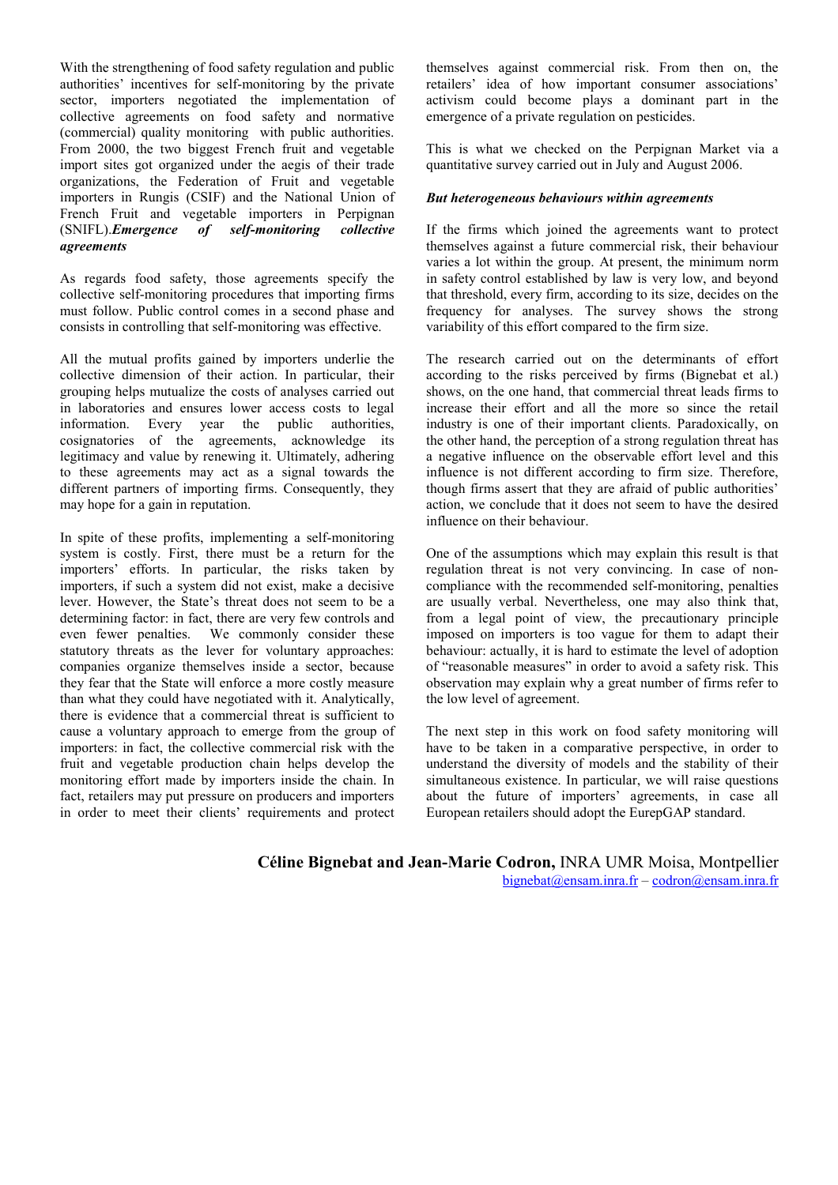With the strengthening of food safety regulation and public authorities' incentives for self-monitoring by the private sector, importers negotiated the implementation of collective agreements on food safety and normative (commercial) quality monitoring with public authorities. From 2000, the two biggest French fruit and vegetable import sites got organized under the aegis of their trade organizations, the Federation of Fruit and vegetable importers in Rungis (CSIF) and the National Union of French Fruit and vegetable importers in Perpignan (SNIFL).

***Emergence of self-monitoring collective agreements***

As regards food safety, those agreements specify the collective self-monitoring procedures that importing firms must follow. Public control comes in a second phase and consists in controlling that self-monitoring was effective.

All the mutual profits gained by importers underlie the collective dimension of their action. In particular, their grouping helps mutualize the costs of analyses carried out in laboratories and ensures lower access costs to legal information. Every year the public authorities, cosignatories of the agreements, acknowledge its legitimacy and value by renewing it. Ultimately, adhering to these agreements may act as a signal towards the different partners of importing firms. Consequently, they may hope for a gain in reputation.

In spite of these profits, implementing a self-monitoring system is costly. First, there must be a return for the importers' efforts. In particular, the risks taken by importers, if such a system did not exist, make a decisive lever. However, the State's threat does not seem to be a determining factor: in fact, there are very few controls and even fewer penalties. We commonly consider these statutory threats as the lever for voluntary approaches: companies organize themselves inside a sector, because they fear that the State will enforce a more costly measure than what they could have negotiated with it. Analytically, there is evidence that a commercial threat is sufficient to cause a voluntary approach to emerge from the group of importers: in fact, the collective commercial risk with the fruit and vegetable production chain helps develop the monitoring effort made by importers inside the chain. In fact, retailers may put pressure on producers and importers in order to meet their clients' requirements and protect themselves against commercial risk. From then on, the retailers' idea of how important consumer associations' activism could become plays a dominant part in the emergence of a private regulation on pesticides.

This is what we checked on the Perpignan Market via a quantitative survey carried out in July and August 2006.

***But heterogeneous behaviours within agreements***

If the firms which joined the agreements want to protect themselves against a future commercial risk, their behaviour varies a lot within the group. At present, the minimum norm in safety control established by law is very low, and beyond that threshold, every firm, according to its size, decides on the frequency for analyses. The survey shows the strong variability of this effort compared to the firm size.

The research carried out on the determinants of effort according to the risks perceived by firms (Bignebat et al.) shows, on the one hand, that commercial threat leads firms to increase their effort and all the more so since the retail industry is one of their important clients. Paradoxically, on the other hand, the perception of a strong regulation threat has a negative influence on the observable effort level and this influence is not different according to firm size. Therefore, though firms assert that they are afraid of public authorities' action, we conclude that it does not seem to have the desired influence on their behaviour.

One of the assumptions which may explain this result is that regulation threat is not very convincing. In case of non-compliance with the recommended self-monitoring, penalties are usually verbal. Nevertheless, one may also think that, from a legal point of view, the precautionary principle imposed on importers is too vague for them to adapt their behaviour: actually, it is hard to estimate the level of adoption of "reasonable measures" in order to avoid a safety risk. This observation may explain why a great number of firms refer to the low level of agreement.

The next step in this work on food safety monitoring will have to be taken in a comparative perspective, in order to understand the diversity of models and the stability of their simultaneous existence. In particular, we will raise questions about the future of importers' agreements, in case all European retailers should adopt the EurepGAP standard.

**Céline Bignebat and Jean-Marie Codron,** INRA UMR Moisa, Montpellier
bignebat@ensam.inra.fr – codron@ensam.inra.fr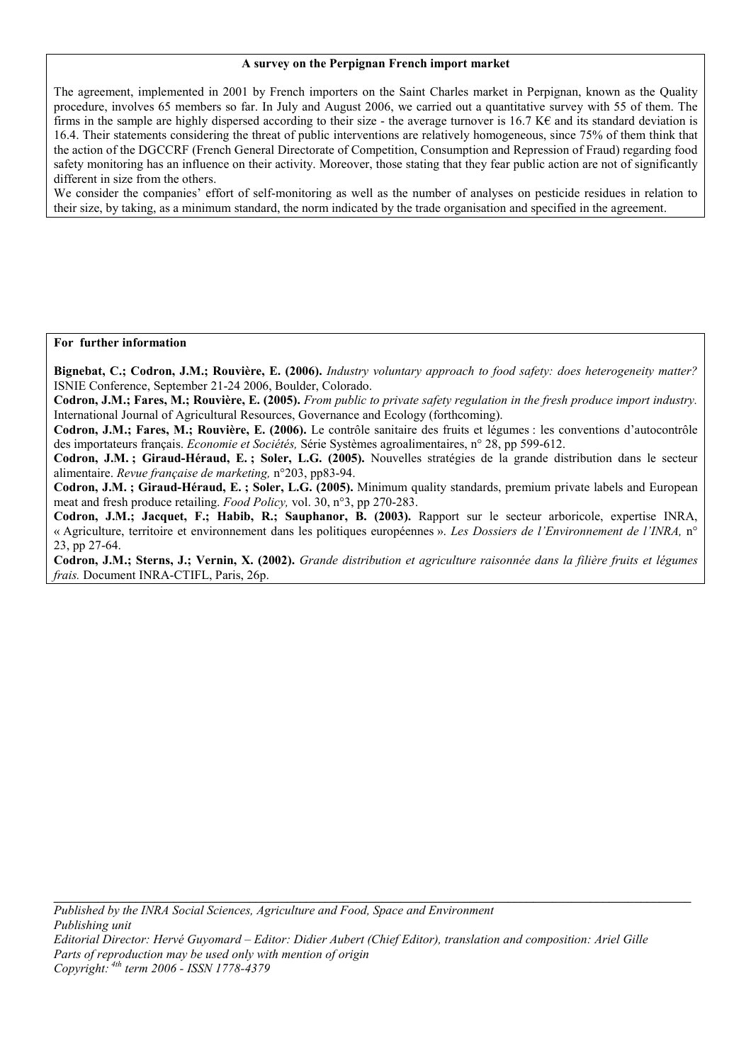**A survey on the Perpignan French import market**

The agreement, implemented in 2001 by French importers on the Saint Charles market in Perpignan, known as the Quality procedure, involves 65 members so far. In July and August 2006, we carried out a quantitative survey with 55 of them. The firms in the sample are highly dispersed according to their size - the average turnover is 16.7 K€ and its standard deviation is 16.4. Their statements considering the threat of public interventions are relatively homogeneous, since 75% of them think that the action of the DGCCRF (French General Directorate of Competition, Consumption and Repression of Fraud) regarding food safety monitoring has an influence on their activity. Moreover, those stating that they fear public action are not of significantly different in size from the others.

We consider the companies' effort of self-monitoring as well as the number of analyses on pesticide residues in relation to their size, by taking, as a minimum standard, the norm indicated by the trade organisation and specified in the agreement.

**For further information**

**Bignebat, C.; Codron, J.M.; Rouvière, E. (2006).** *Industry voluntary approach to food safety: does heterogeneity matter?* ISNIE Conference, September 21-24 2006, Boulder, Colorado.

**Codron, J.M.; Fares, M.; Rouvière, E. (2005).** *From public to private safety regulation in the fresh produce import industry.* International Journal of Agricultural Resources, Governance and Ecology (forthcoming).

**Codron, J.M.; Fares, M.; Rouvière, E. (2006).** Le contrôle sanitaire des fruits et légumes : les conventions d'autocontrôle des importateurs français. *Economie et Sociétés,* Série Systèmes agroalimentaires, n° 28, pp 599-612.

**Codron, J.M. ; Giraud-Héraud, E. ; Soler, L.G. (2005).** Nouvelles stratégies de la grande distribution dans le secteur alimentaire. *Revue française de marketing,* n°203, pp83-94.

**Codron, J.M. ; Giraud-Héraud, E. ; Soler, L.G. (2005).** Minimum quality standards, premium private labels and European meat and fresh produce retailing. *Food Policy,* vol. 30, n°3, pp 270-283.

**Codron, J.M.; Jacquet, F.; Habib, R.; Sauphanor, B. (2003).** Rapport sur le secteur arboricole, expertise INRA, « Agriculture, territoire et environnement dans les politiques européennes ». *Les Dossiers de l'Environnement de l'INRA,* n° 23, pp 27-64.

**Codron, J.M.; Sterns, J.; Vernin, X. (2002).** *Grande distribution et agriculture raisonnée dans la filière fruits et légumes frais.* Document INRA-CTIFL, Paris, 26p.

---

*Published by the INRA Social Sciences, Agriculture and Food, Space and Environment*
*Publishing unit*
*Editorial Director: Hervé Guyomard – Editor: Didier Aubert (Chief Editor), translation and composition: Ariel Gille*
*Parts of reproduction may be used only with mention of origin*
*Copyright: 4th term 2006 - ISSN 1778-4379*